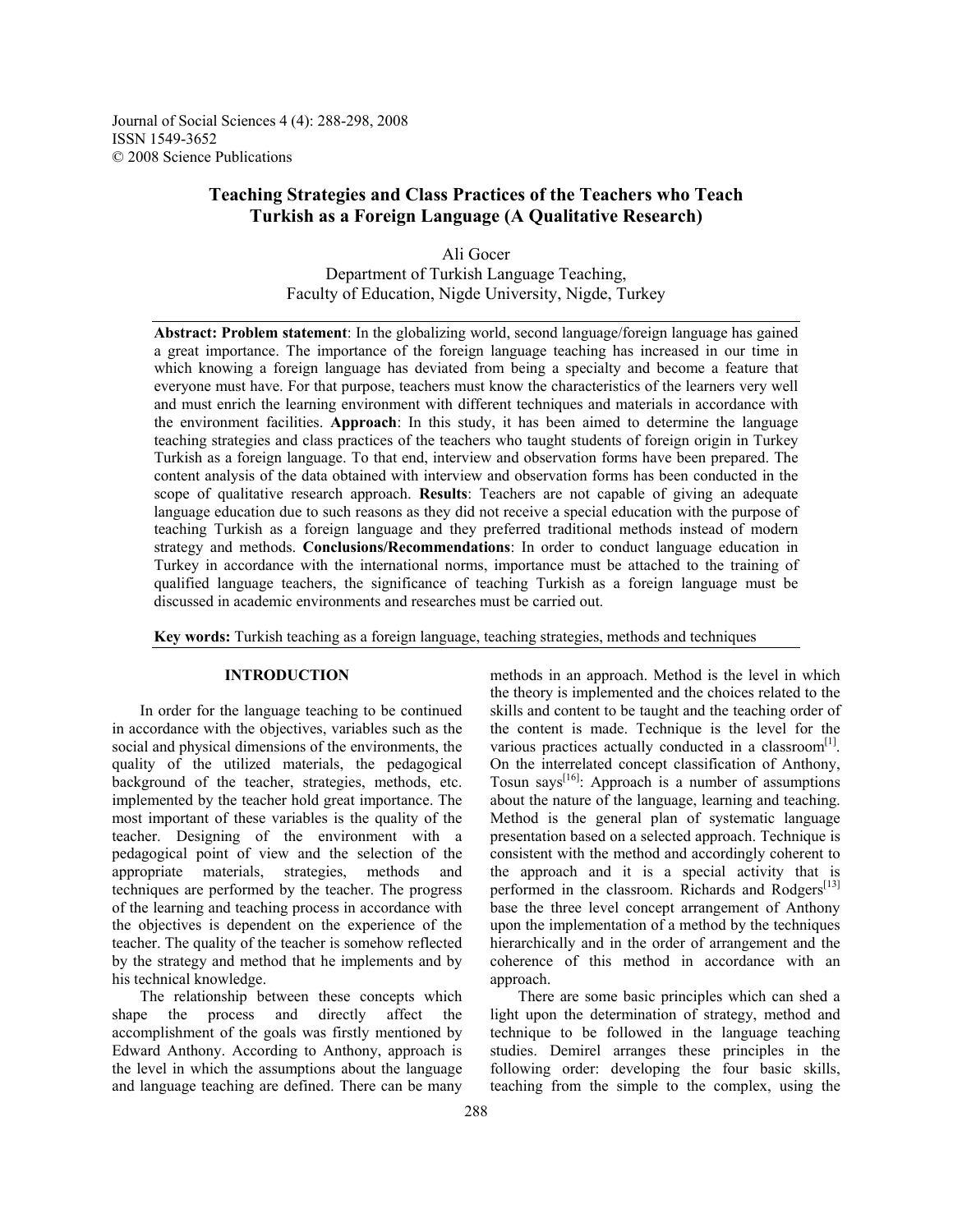Journal of Social Sciences 4 (4): 288-298, 2008
ISSN 1549-3652
© 2008 Science Publications

# Teaching Strategies and Class Practices of the Teachers who Teach Turkish as a Foreign Language (A Qualitative Research)

Ali Gocer
Department of Turkish Language Teaching,
Faculty of Education, Nigde University, Nigde, Turkey

**Abstract: Problem statement**: In the globalizing world, second language/foreign language has gained a great importance. The importance of the foreign language teaching has increased in our time in which knowing a foreign language has deviated from being a specialty and become a feature that everyone must have. For that purpose, teachers must know the characteristics of the learners very well and must enrich the learning environment with different techniques and materials in accordance with the environment facilities. **Approach**: In this study, it has been aimed to determine the language teaching strategies and class practices of the teachers who taught students of foreign origin in Turkey Turkish as a foreign language. To that end, interview and observation forms have been prepared. The content analysis of the data obtained with interview and observation forms has been conducted in the scope of qualitative research approach. **Results**: Teachers are not capable of giving an adequate language education due to such reasons as they did not receive a special education with the purpose of teaching Turkish as a foreign language and they preferred traditional methods instead of modern strategy and methods. **Conclusions/Recommendations**: In order to conduct language education in Turkey in accordance with the international norms, importance must be attached to the training of qualified language teachers, the significance of teaching Turkish as a foreign language must be discussed in academic environments and researches must be carried out.

**Key words:** Turkish teaching as a foreign language, teaching strategies, methods and techniques

## INTRODUCTION

In order for the language teaching to be continued in accordance with the objectives, variables such as the social and physical dimensions of the environments, the quality of the utilized materials, the pedagogical background of the teacher, strategies, methods, etc. implemented by the teacher hold great importance. The most important of these variables is the quality of the teacher. Designing of the environment with a pedagogical point of view and the selection of the appropriate materials, strategies, methods and techniques are performed by the teacher. The progress of the learning and teaching process in accordance with the objectives is dependent on the experience of the teacher. The quality of the teacher is somehow reflected by the strategy and method that he implements and by his technical knowledge.

The relationship between these concepts which shape the process and directly affect the accomplishment of the goals was firstly mentioned by Edward Anthony. According to Anthony, approach is the level in which the assumptions about the language and language teaching are defined. There can be many methods in an approach. Method is the level in which the theory is implemented and the choices related to the skills and content to be taught and the teaching order of the content is made. Technique is the level for the various practices actually conducted in a classroom[1]. On the interrelated concept classification of Anthony, Tosun says[16]: Approach is a number of assumptions about the nature of the language, learning and teaching. Method is the general plan of systematic language presentation based on a selected approach. Technique is consistent with the method and accordingly coherent to the approach and it is a special activity that is performed in the classroom. Richards and Rodgers[13] base the three level concept arrangement of Anthony upon the implementation of a method by the techniques hierarchically and in the order of arrangement and the coherence of this method in accordance with an approach.

There are some basic principles which can shed a light upon the determination of strategy, method and technique to be followed in the language teaching studies. Demirel arranges these principles in the following order: developing the four basic skills, teaching from the simple to the complex, using the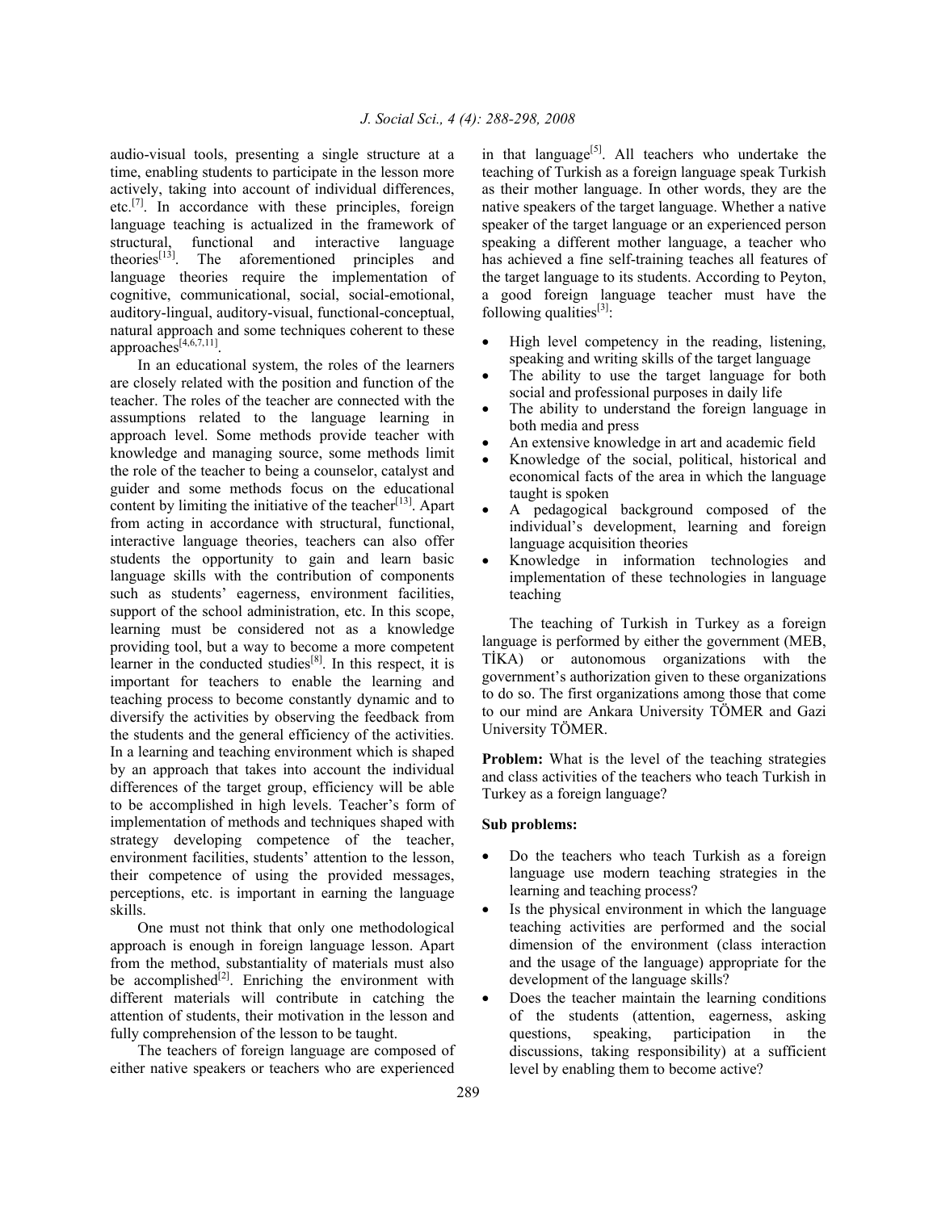audio-visual tools, presenting a single structure at a time, enabling students to participate in the lesson more actively, taking into account of individual differences, etc.[7]. In accordance with these principles, foreign language teaching is actualized in the framework of structural, functional and interactive language theories[13]. The aforementioned principles and language theories require the implementation of cognitive, communicational, social, social-emotional, auditory-lingual, auditory-visual, functional-conceptual, natural approach and some techniques coherent to these approaches[4,6,7,11].

In an educational system, the roles of the learners are closely related with the position and function of the teacher. The roles of the teacher are connected with the assumptions related to the language learning in approach level. Some methods provide teacher with knowledge and managing source, some methods limit the role of the teacher to being a counselor, catalyst and guider and some methods focus on the educational content by limiting the initiative of the teacher[13]. Apart from acting in accordance with structural, functional, interactive language theories, teachers can also offer students the opportunity to gain and learn basic language skills with the contribution of components such as students' eagerness, environment facilities, support of the school administration, etc. In this scope, learning must be considered not as a knowledge providing tool, but a way to become a more competent learner in the conducted studies[8]. In this respect, it is important for teachers to enable the learning and teaching process to become constantly dynamic and to diversify the activities by observing the feedback from the students and the general efficiency of the activities. In a learning and teaching environment which is shaped by an approach that takes into account the individual differences of the target group, efficiency will be able to be accomplished in high levels. Teacher's form of implementation of methods and techniques shaped with strategy developing competence of the teacher, environment facilities, students' attention to the lesson, their competence of using the provided messages, perceptions, etc. is important in earning the language skills.

One must not think that only one methodological approach is enough in foreign language lesson. Apart from the method, substantiality of materials must also be accomplished[2]. Enriching the environment with different materials will contribute in catching the attention of students, their motivation in the lesson and fully comprehension of the lesson to be taught.

The teachers of foreign language are composed of either native speakers or teachers who are experienced in that language[5]. All teachers who undertake the teaching of Turkish as a foreign language speak Turkish as their mother language. In other words, they are the native speakers of the target language. Whether a native speaker of the target language or an experienced person speaking a different mother language, a teacher who has achieved a fine self-training teaches all features of the target language to its students. According to Peyton, a good foreign language teacher must have the following qualities[3]:

- High level competency in the reading, listening, speaking and writing skills of the target language
- The ability to use the target language for both social and professional purposes in daily life
- The ability to understand the foreign language in both media and press
- An extensive knowledge in art and academic field
- Knowledge of the social, political, historical and economical facts of the area in which the language taught is spoken
- A pedagogical background composed of the individual's development, learning and foreign language acquisition theories
- Knowledge in information technologies and implementation of these technologies in language teaching

The teaching of Turkish in Turkey as a foreign language is performed by either the government (MEB, TİKA) or autonomous organizations with the government's authorization given to these organizations to do so. The first organizations among those that come to our mind are Ankara University TÖMER and Gazi University TÖMER.

**Problem:** What is the level of the teaching strategies and class activities of the teachers who teach Turkish in Turkey as a foreign language?

**Sub problems:**

- Do the teachers who teach Turkish as a foreign language use modern teaching strategies in the learning and teaching process?
- Is the physical environment in which the language teaching activities are performed and the social dimension of the environment (class interaction and the usage of the language) appropriate for the development of the language skills?
- Does the teacher maintain the learning conditions of the students (attention, eagerness, asking questions, speaking, participation in the discussions, taking responsibility) at a sufficient level by enabling them to become active?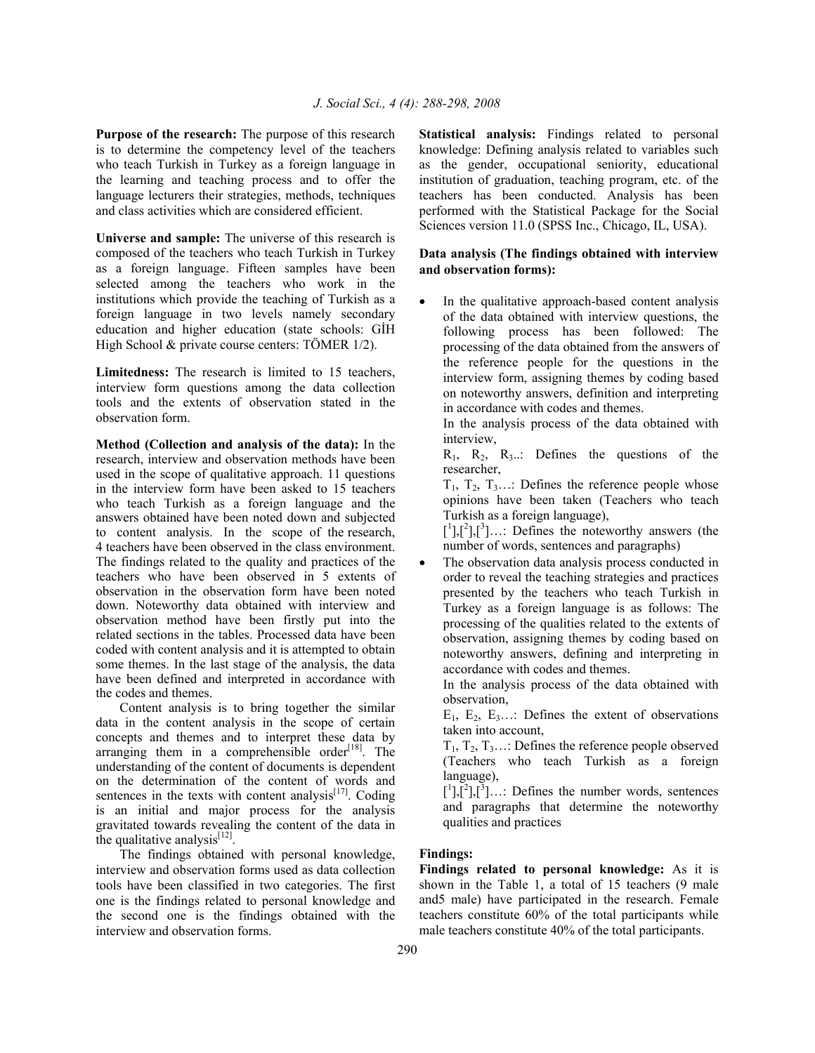**Purpose of the research:** The purpose of this research is to determine the competency level of the teachers who teach Turkish in Turkey as a foreign language in the learning and teaching process and to offer the language lecturers their strategies, methods, techniques and class activities which are considered efficient.

**Universe and sample:** The universe of this research is composed of the teachers who teach Turkish in Turkey as a foreign language. Fifteen samples have been selected among the teachers who work in the institutions which provide the teaching of Turkish as a foreign language in two levels namely secondary education and higher education (state schools: GİH High School & private course centers: TÖMER 1/2).

**Limitedness:** The research is limited to 15 teachers, interview form questions among the data collection tools and the extents of observation stated in the observation form.

**Method (Collection and analysis of the data):** In the research, interview and observation methods have been used in the scope of qualitative approach. 11 questions in the interview form have been asked to 15 teachers who teach Turkish as a foreign language and the answers obtained have been noted down and subjected to content analysis. In the scope of the research, 4 teachers have been observed in the class environment. The findings related to the quality and practices of the teachers who have been observed in 5 extents of observation in the observation form have been noted down. Noteworthy data obtained with interview and observation method have been firstly put into the related sections in the tables. Processed data have been coded with content analysis and it is attempted to obtain some themes. In the last stage of the analysis, the data have been defined and interpreted in accordance with the codes and themes.

Content analysis is to bring together the similar data in the content analysis in the scope of certain concepts and themes and to interpret these data by arranging them in a comprehensible order[18]. The understanding of the content of documents is dependent on the determination of the content of words and sentences in the texts with content analysis[17]. Coding is an initial and major process for the analysis gravitated towards revealing the content of the data in the qualitative analysis[12].

The findings obtained with personal knowledge, interview and observation forms used as data collection tools have been classified in two categories. The first one is the findings related to personal knowledge and the second one is the findings obtained with the interview and observation forms.

**Statistical analysis:** Findings related to personal knowledge: Defining analysis related to variables such as the gender, occupational seniority, educational institution of graduation, teaching program, etc. of the teachers has been conducted. Analysis has been performed with the Statistical Package for the Social Sciences version 11.0 (SPSS Inc., Chicago, IL, USA).

**Data analysis (The findings obtained with interview and observation forms):**

- In the qualitative approach-based content analysis of the data obtained with interview questions, the following process has been followed: The processing of the data obtained from the answers of the reference people for the questions in the interview form, assigning themes by coding based on noteworthy answers, definition and interpreting in accordance with codes and themes.

  In the analysis process of the data obtained with interview,

  $R_1$, $R_2$, $R_3$..: Defines the questions of the researcher,

  $T_1$, $T_2$, $T_3$…: Defines the reference people whose opinions have been taken (Teachers who teach Turkish as a foreign language),

  [1],[2],[3]…: Defines the noteworthy answers (the number of words, sentences and paragraphs)

- The observation data analysis process conducted in order to reveal the teaching strategies and practices presented by the teachers who teach Turkish in Turkey as a foreign language is as follows: The processing of the qualities related to the extents of observation, assigning themes by coding based on noteworthy answers, defining and interpreting in accordance with codes and themes.

  In the analysis process of the data obtained with observation,

  $E_1$, $E_2$, $E_3$…: Defines the extent of observations taken into account,

  $T_1$, $T_2$, $T_3$…: Defines the reference people observed (Teachers who teach Turkish as a foreign language),

  [1],[2],[3]…: Defines the number words, sentences and paragraphs that determine the noteworthy qualities and practices

**Findings:**

**Findings related to personal knowledge:** As it is shown in the Table 1, a total of 15 teachers (9 male and5 male) have participated in the research. Female teachers constitute 60% of the total participants while male teachers constitute 40% of the total participants.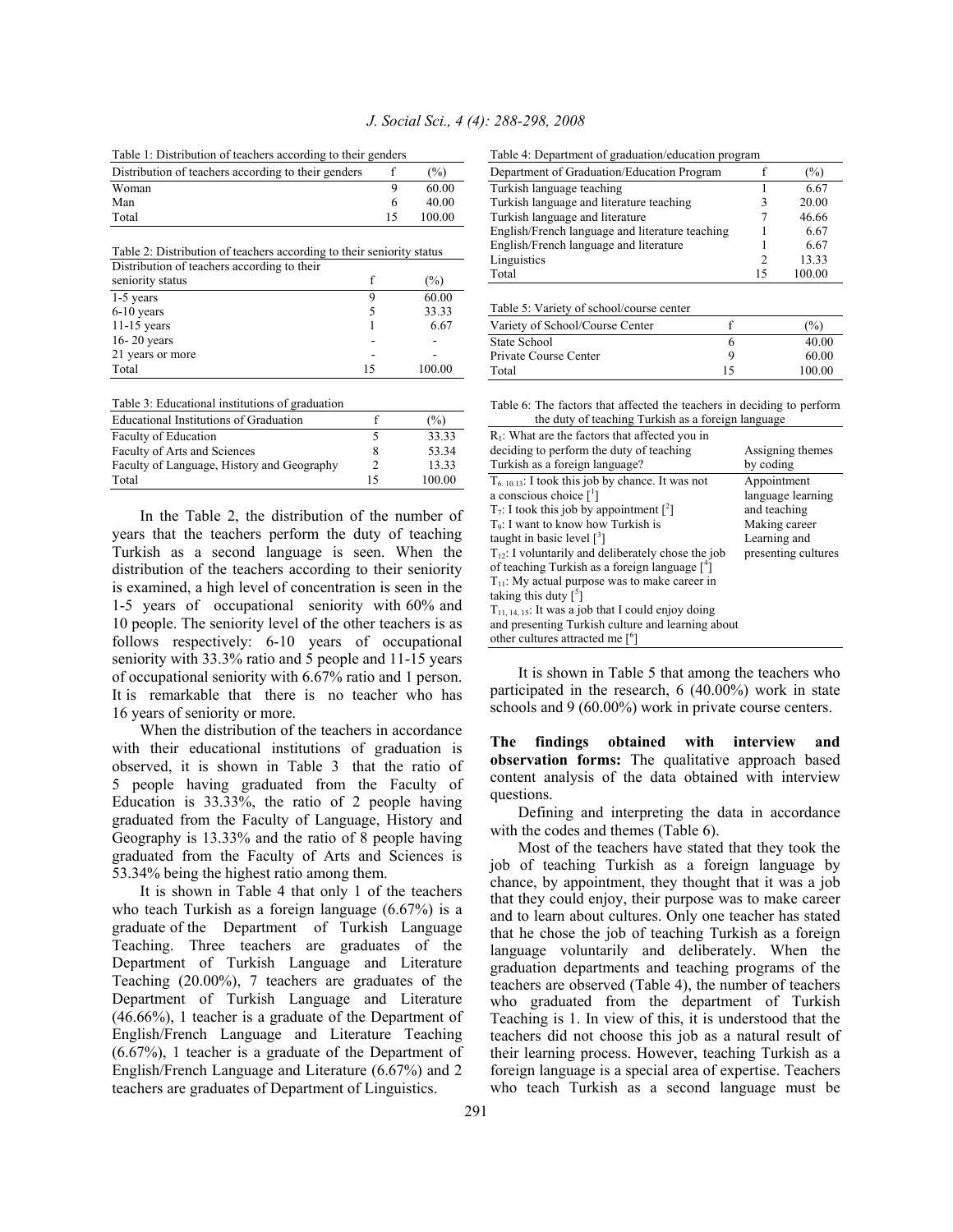Table 1: Distribution of teachers according to their genders

| Distribution of teachers according to their genders | f | (%) |
|---|---|---|
| Woman | 9 | 60.00 |
| Man | 6 | 40.00 |
| Total | 15 | 100.00 |

Table 2: Distribution of teachers according to their seniority status

| Distribution of teachers according to their seniority status | f | (%) |
|---|---|---|
| 1-5 years | 9 | 60.00 |
| 6-10 years | 5 | 33.33 |
| 11-15 years | 1 | 6.67 |
| 16- 20 years | - | - |
| 21 years or more | - | - |
| Total | 15 | 100.00 |

Table 3: Educational institutions of graduation

| Educational Institutions of Graduation | f | (%) |
|---|---|---|
| Faculty of Education | 5 | 33.33 |
| Faculty of Arts and Sciences | 8 | 53.34 |
| Faculty of Language, History and Geography | 2 | 13.33 |
| Total | 15 | 100.00 |

In the Table 2, the distribution of the number of years that the teachers perform the duty of teaching Turkish as a second language is seen. When the distribution of the teachers according to their seniority is examined, a high level of concentration is seen in the 1-5 years of occupational seniority with 60% and 10 people. The seniority level of the other teachers is as follows respectively: 6-10 years of occupational seniority with 33.3% ratio and 5 people and 11-15 years of occupational seniority with 6.67% ratio and 1 person. It is remarkable that there is no teacher who has 16 years of seniority or more.

When the distribution of the teachers in accordance with their educational institutions of graduation is observed, it is shown in Table 3 that the ratio of 5 people having graduated from the Faculty of Education is 33.33%, the ratio of 2 people having graduated from the Faculty of Language, History and Geography is 13.33% and the ratio of 8 people having graduated from the Faculty of Arts and Sciences is 53.34% being the highest ratio among them.

It is shown in Table 4 that only 1 of the teachers who teach Turkish as a foreign language (6.67%) is a graduate of the Department of Turkish Language Teaching. Three teachers are graduates of the Department of Turkish Language and Literature Teaching (20.00%), 7 teachers are graduates of the Department of Turkish Language and Literature (46.66%), 1 teacher is a graduate of the Department of English/French Language and Literature Teaching (6.67%), 1 teacher is a graduate of the Department of English/French Language and Literature (6.67%) and 2 teachers are graduates of Department of Linguistics.

Table 4: Department of graduation/education program

| Department of Graduation/Education Program | f | (%) |
|---|---|---|
| Turkish language teaching | 1 | 6.67 |
| Turkish language and literature teaching | 3 | 20.00 |
| Turkish language and literature | 7 | 46.66 |
| English/French language and literature teaching | 1 | 6.67 |
| English/French language and literature | 1 | 6.67 |
| Linguistics | 2 | 13.33 |
| Total | 15 | 100.00 |

Table 5: Variety of school/course center

| Variety of School/Course Center | f | (%) |
|---|---|---|
| State School | 6 | 40.00 |
| Private Course Center | 9 | 60.00 |
| Total | 15 | 100.00 |

Table 6: The factors that affected the teachers in deciding to perform the duty of teaching Turkish as a foreign language

| $R_1$: What are the factors that affected you in deciding to perform the duty of teaching Turkish as a foreign language? | Assigning themes by coding |
|---|---|
| $T_{6, 10, 13}$: I took this job by chance. It was not a conscious choice [1] | Appointment |
| $T_7$: I took this job by appointment [2] | language learning and teaching |
| $T_9$: I want to know how Turkish is taught in basic level [3] | Making career |
| $T_{12}$: I voluntarily and deliberately chose the job of teaching Turkish as a foreign language [4] | Learning and presenting cultures |
| $T_{11}$: My actual purpose was to make career in taking this duty [5] | |
| $T_{11, 14, 15}$: It was a job that I could enjoy doing and presenting Turkish culture and learning about other cultures attracted me [6] | |

It is shown in Table 5 that among the teachers who participated in the research, 6 (40.00%) work in state schools and 9 (60.00%) work in private course centers.

**The findings obtained with interview and observation forms:** The qualitative approach based content analysis of the data obtained with interview questions.

Defining and interpreting the data in accordance with the codes and themes (Table 6).

Most of the teachers have stated that they took the job of teaching Turkish as a foreign language by chance, by appointment, they thought that it was a job that they could enjoy, their purpose was to make career and to learn about cultures. Only one teacher has stated that he chose the job of teaching Turkish as a foreign language voluntarily and deliberately. When the graduation departments and teaching programs of the teachers are observed (Table 4), the number of teachers who graduated from the department of Turkish Teaching is 1. In view of this, it is understood that the teachers did not choose this job as a natural result of their learning process. However, teaching Turkish as a foreign language is a special area of expertise. Teachers who teach Turkish as a second language must be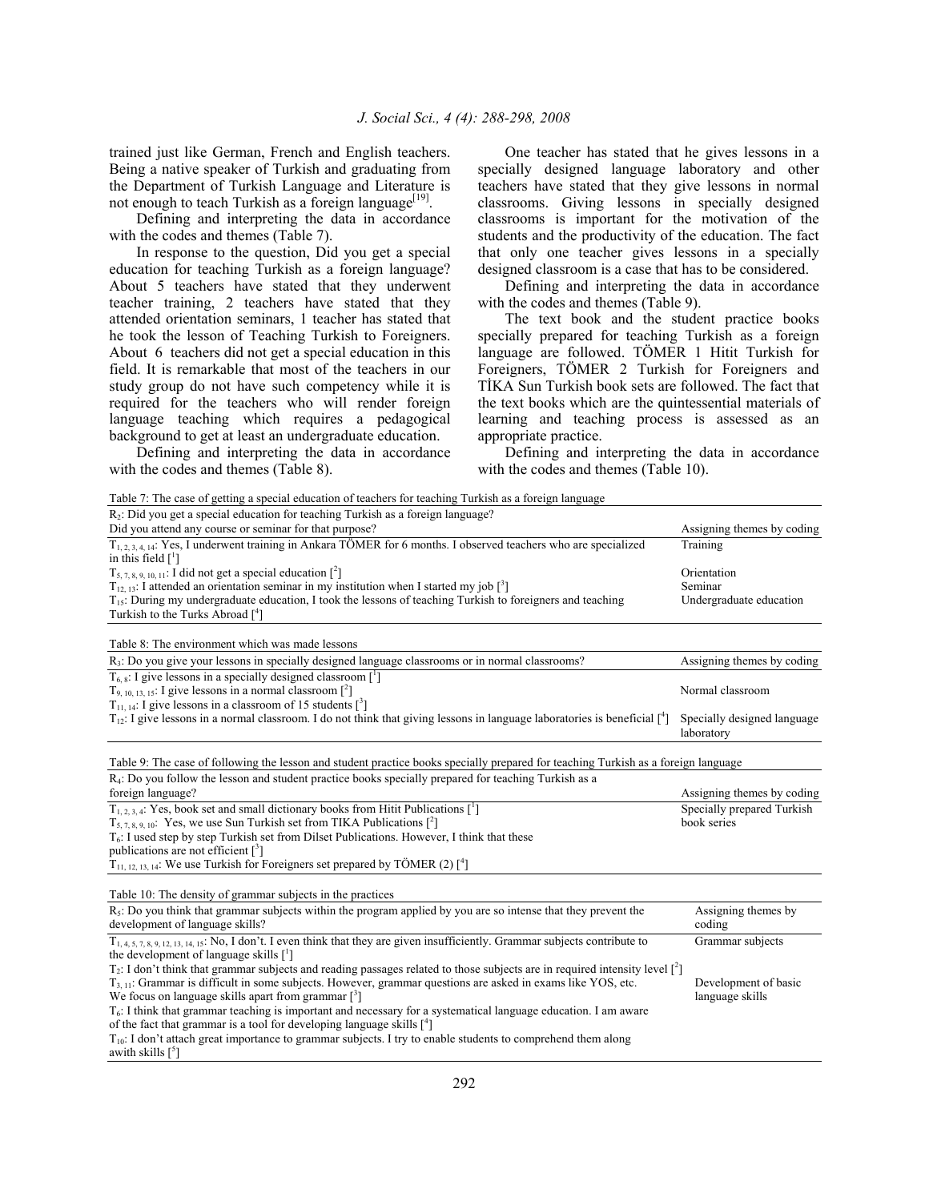trained just like German, French and English teachers. Being a native speaker of Turkish and graduating from the Department of Turkish Language and Literature is not enough to teach Turkish as a foreign language[19].

Defining and interpreting the data in accordance with the codes and themes (Table 7).

In response to the question, Did you get a special education for teaching Turkish as a foreign language? About 5 teachers have stated that they underwent teacher training, 2 teachers have stated that they attended orientation seminars, 1 teacher has stated that he took the lesson of Teaching Turkish to Foreigners. About 6 teachers did not get a special education in this field. It is remarkable that most of the teachers in our study group do not have such competency while it is required for the teachers who will render foreign language teaching which requires a pedagogical background to get at least an undergraduate education.

Defining and interpreting the data in accordance with the codes and themes (Table 8).

One teacher has stated that he gives lessons in a specially designed language laboratory and other teachers have stated that they give lessons in normal classrooms. Giving lessons in specially designed classrooms is important for the motivation of the students and the productivity of the education. The fact that only one teacher gives lessons in a specially designed classroom is a case that has to be considered.

Defining and interpreting the data in accordance with the codes and themes (Table 9).

The text book and the student practice books specially prepared for teaching Turkish as a foreign language are followed. TÖMER 1 Hitit Turkish for Foreigners, TÖMER 2 Turkish for Foreigners and TİKA Sun Turkish book sets are followed. The fact that the text books which are the quintessential materials of learning and teaching process is assessed as an appropriate practice.

Defining and interpreting the data in accordance with the codes and themes (Table 10).

Table 7: The case of getting a special education of teachers for teaching Turkish as a foreign language

| $R_2$: Did you get a special education for teaching Turkish as a foreign language? Did you attend any course or seminar for that purpose? | Assigning themes by coding |
|---|---|
| $T_{1, 2, 3, 4, 14}$: Yes, I underwent training in Ankara TÖMER for 6 months. I observed teachers who are specialized in this field [1] | Training |
| $T_{5, 7, 8, 9, 10, 11}$: I did not get a special education [2] | Orientation |
| $T_{12, 13}$: I attended an orientation seminar in my institution when I started my job [3] | Seminar |
| $T_{15}$: During my undergraduate education, I took the lessons of teaching Turkish to foreigners and teaching Turkish to the Turks Abroad [4] | Undergraduate education |

Table 8: The environment which was made lessons

| $R_3$: Do you give your lessons in specially designed language classrooms or in normal classrooms? | Assigning themes by coding |
|---|---|
| $T_{6, 8}$: I give lessons in a specially designed classroom [1] | |
| $T_{9, 10, 13, 15}$: I give lessons in a normal classroom [2] | Normal classroom |
| $T_{11, 14}$: I give lessons in a classroom of 15 students [3] | |
| $T_{12}$: I give lessons in a normal classroom. I do not think that giving lessons in language laboratories is beneficial [4] | Specially designed language laboratory |

Table 9: The case of following the lesson and student practice books specially prepared for teaching Turkish as a foreign language

| $R_4$: Do you follow the lesson and student practice books specially prepared for teaching Turkish as a foreign language? | Assigning themes by coding |
|---|---|
| $T_{1, 2, 3, 4}$: Yes, book set and small dictionary books from Hitit Publications [1] | Specially prepared Turkish book series |
| $T_{5, 7, 8, 9, 10}$: Yes, we use Sun Turkish set from TIKA Publications [2] | |
| $T_6$: I used step by step Turkish set from Dilset Publications. However, I think that these publications are not efficient [3] | |
| $T_{11, 12, 13, 14}$: We use Turkish for Foreigners set prepared by TÖMER (2) [4] | |

Table 10: The density of grammar subjects in the practices

| $R_5$: Do you think that grammar subjects within the program applied by you are so intense that they prevent the development of language skills? | Assigning themes by coding |
|---|---|
| $T_{1, 4, 5, 7, 8, 9, 12, 13, 14, 15}$: No, I don't. I even think that they are given insufficiently. Grammar subjects contribute to the development of language skills [1] | Grammar subjects |
| $T_2$: I don't think that grammar subjects and reading passages related to those subjects are in required intensity level [2] | |
| $T_{3, 11}$: Grammar is difficult in some subjects. However, grammar questions are asked in exams like YOS, etc. We focus on language skills apart from grammar [3] | Development of basic language skills |
| $T_6$: I think that grammar teaching is important and necessary for a systematical language education. I am aware of the fact that grammar is a tool for developing language skills [4] | |
| $T_{10}$: I don't attach great importance to grammar subjects. I try to enable students to comprehend them along awith skills [5] | |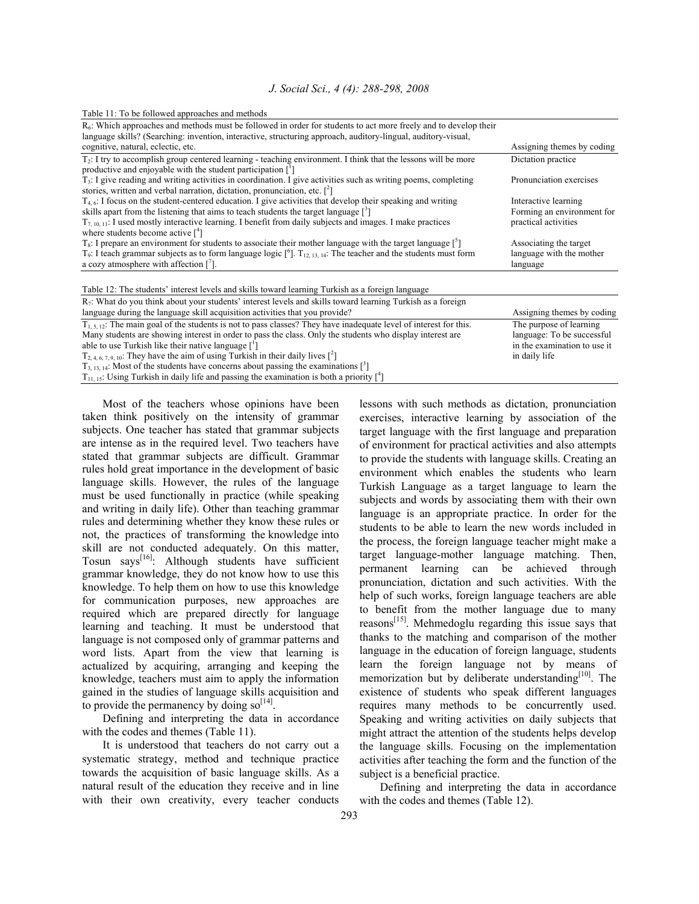Table 11: To be followed approaches and methods

| $R_6$: Which approaches and methods must be followed in order for students to act more freely and to develop their language skills? (Searching: invention, interactive, structuring approach, auditory-lingual, auditory-visual, cognitive, natural, eclectic, etc. | Assigning themes by coding |
|---|---|
| $T_2$: I try to accomplish group centered learning - teaching environment. I think that the lessons will be more productive and enjoyable with the student participation [1] | Dictation practice |
| $T_3$: I give reading and writing activities in coordination. I give activities such as writing poems, completing stories, written and verbal narration, dictation, pronunciation, etc. [2] | Pronunciation exercises |
| $T_{4,6}$: I focus on the student-centered education. I give activities that develop their speaking and writing skills apart from the listening that aims to teach students the target language [3] | Interactive learning |
| $T_{7,10,11}$: I used mostly interactive learning. I benefit from daily subjects and images. I make practices where students become active [4] | Forming an environment for practical activities |
| $T_8$: I prepare an environment for students to associate their mother language with the target language [5] | Associating the target language with the mother language |
| $T_9$: I teach grammar subjects as to form language logic [6]. $T_{12,13,14}$: The teacher and the students must form a cozy atmosphere with affection [7]. | |

Table 12: The students' interest levels and skills toward learning Turkish as a foreign language

| $R_7$: What do you think about your students' interest levels and skills toward learning Turkish as a foreign language during the language skill acquisition activities that you provide? | Assigning themes by coding |
|---|---|
| $T_{1,5,12}$: The main goal of the students is not to pass classes? They have inadequate level of interest for this. Many students are showing interest in order to pass the class. Only the students who display interest are able to use Turkish like their native language [1] | The purpose of learning language: To be successful in the examination to use it in daily life |
| $T_{2,4,6,7,9,10}$: They have the aim of using Turkish in their daily lives [2] | |
| $T_{3,13,14}$: Most of the students have concerns about passing the examinations [3] | |
| $T_{11,15}$: Using Turkish in daily life and passing the examination is both a priority [4] | |

Most of the teachers whose opinions have been taken think positively on the intensity of grammar subjects. One teacher has stated that grammar subjects are intense as in the required level. Two teachers have stated that grammar subjects are difficult. Grammar rules hold great importance in the development of basic language skills. However, the rules of the language must be used functionally in practice (while speaking and writing in daily life). Other than teaching grammar rules and determining whether they know these rules or not, the practices of transforming the knowledge into skill are not conducted adequately. On this matter, Tosun says[16]: Although students have sufficient grammar knowledge, they do not know how to use this knowledge. To help them on how to use this knowledge for communication purposes, new approaches are required which are prepared directly for language learning and teaching. It must be understood that language is not composed only of grammar patterns and word lists. Apart from the view that learning is actualized by acquiring, arranging and keeping the knowledge, teachers must aim to apply the information gained in the studies of language skills acquisition and to provide the permanency by doing so[14].

Defining and interpreting the data in accordance with the codes and themes (Table 11).

It is understood that teachers do not carry out a systematic strategy, method and technique practice towards the acquisition of basic language skills. As a natural result of the education they receive and in line with their own creativity, every teacher conducts lessons with such methods as dictation, pronunciation exercises, interactive learning by association of the target language with the first language and preparation of environment for practical activities and also attempts to provide the students with language skills. Creating an environment which enables the students who learn Turkish Language as a target language to learn the subjects and words by associating them with their own language is an appropriate practice. In order for the students to be able to learn the new words included in the process, the foreign language teacher might make a target language-mother language matching. Then, permanent learning can be achieved through pronunciation, dictation and such activities. With the help of such works, foreign language teachers are able to benefit from the mother language due to many reasons[15]. Mehmedoglu regarding this issue says that thanks to the matching and comparison of the mother language in the education of foreign language, students learn the foreign language not by means of memorization but by deliberate understanding[10]. The existence of students who speak different languages requires many methods to be concurrently used. Speaking and writing activities on daily subjects that might attract the attention of the students helps develop the language skills. Focusing on the implementation activities after teaching the form and the function of the subject is a beneficial practice.

Defining and interpreting the data in accordance with the codes and themes (Table 12).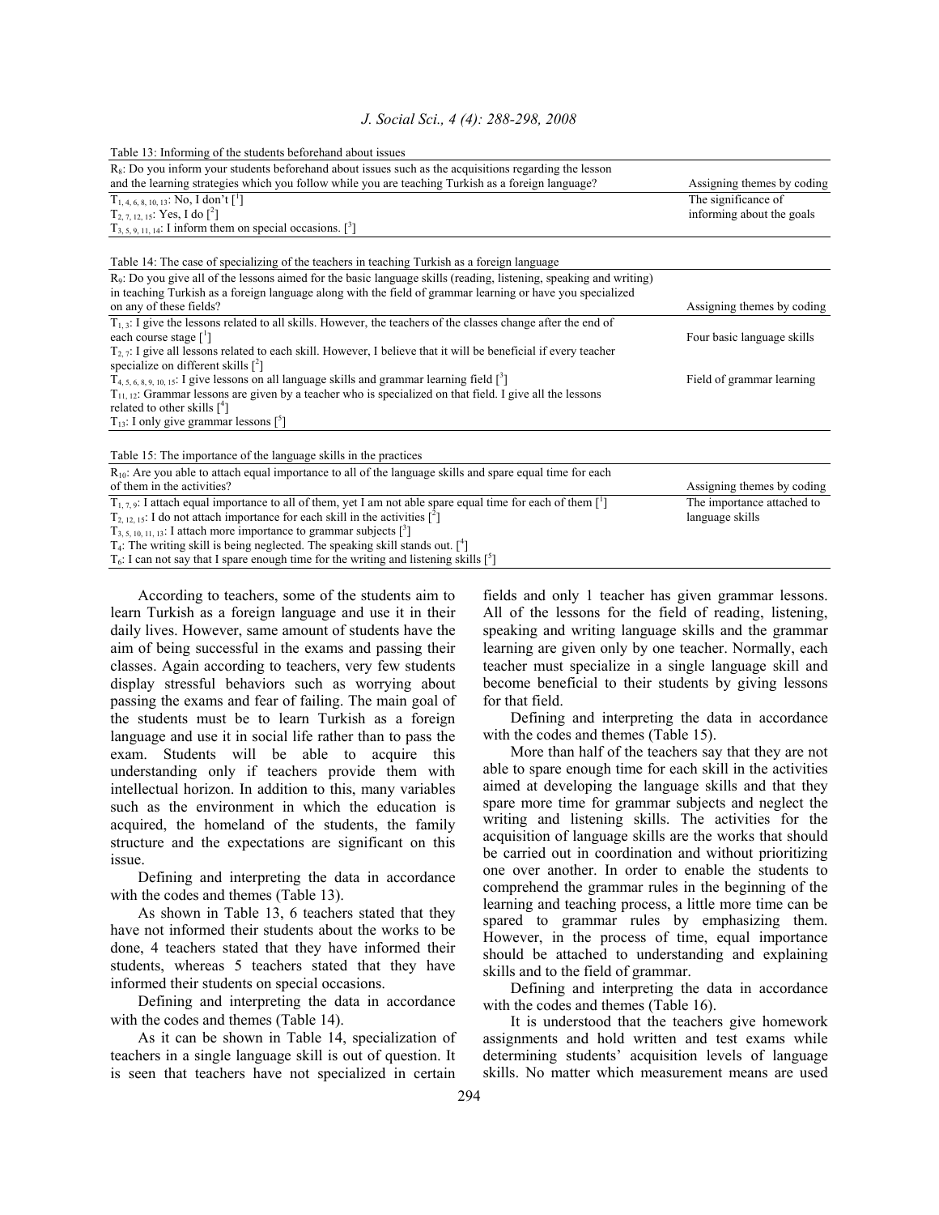Table 13: Informing of the students beforehand about issues

| $R_8$: Do you inform your students beforehand about issues such as the acquisitions regarding the lesson and the learning strategies which you follow while you are teaching Turkish as a foreign language? | Assigning themes by coding |
|---|---|
| $T_{1, 4, 6, 8, 10, 13}$: No, I don't [1] | The significance of informing about the goals |
| $T_{2, 7, 12, 15}$: Yes, I do [2] | |
| $T_{3, 5, 9, 11, 14}$: I inform them on special occasions. [3] | |

Table 14: The case of specializing of the teachers in teaching Turkish as a foreign language

| $R_9$: Do you give all of the lessons aimed for the basic language skills (reading, listening, speaking and writing) in teaching Turkish as a foreign language along with the field of grammar learning or have you specialized on any of these fields? | Assigning themes by coding |
|---|---|
| $T_{1, 3}$: I give the lessons related to all skills. However, the teachers of the classes change after the end of each course stage [1] | Four basic language skills |
| $T_{2, 7}$: I give all lessons related to each skill. However, I believe that it will be beneficial if every teacher specialize on different skills [2] | |
| $T_{4, 5, 6, 8, 9, 10, 15}$: I give lessons on all language skills and grammar learning field [3] | Field of grammar learning |
| $T_{11, 12}$: Grammar lessons are given by a teacher who is specialized on that field. I give all the lessons related to other skills [4] | |
| $T_{13}$: I only give grammar lessons [5] | |

Table 15: The importance of the language skills in the practices

| $R_{10}$: Are you able to attach equal importance to all of the language skills and spare equal time for each of them in the activities? | Assigning themes by coding |
|---|---|
| $T_{1, 7, 9}$: I attach equal importance to all of them, yet I am not able spare equal time for each of them [1] | The importance attached to language skills |
| $T_{2, 12, 15}$: I do not attach importance for each skill in the activities [2] | |
| $T_{3, 5, 10, 11, 13}$: I attach more importance to grammar subjects [3] | |
| $T_4$: The writing skill is being neglected. The speaking skill stands out. [4] | |
| $T_6$: I can not say that I spare enough time for the writing and listening skills [5] | |

According to teachers, some of the students aim to learn Turkish as a foreign language and use it in their daily lives. However, same amount of students have the aim of being successful in the exams and passing their classes. Again according to teachers, very few students display stressful behaviors such as worrying about passing the exams and fear of failing. The main goal of the students must be to learn Turkish as a foreign language and use it in social life rather than to pass the exam. Students will be able to acquire this understanding only if teachers provide them with intellectual horizon. In addition to this, many variables such as the environment in which the education is acquired, the homeland of the students, the family structure and the expectations are significant on this issue.

Defining and interpreting the data in accordance with the codes and themes (Table 13).

As shown in Table 13, 6 teachers stated that they have not informed their students about the works to be done, 4 teachers stated that they have informed their students, whereas 5 teachers stated that they have informed their students on special occasions.

Defining and interpreting the data in accordance with the codes and themes (Table 14).

As it can be shown in Table 14, specialization of teachers in a single language skill is out of question. It is seen that teachers have not specialized in certain fields and only 1 teacher has given grammar lessons. All of the lessons for the field of reading, listening, speaking and writing language skills and the grammar learning are given only by one teacher. Normally, each teacher must specialize in a single language skill and become beneficial to their students by giving lessons for that field.

Defining and interpreting the data in accordance with the codes and themes (Table 15).

More than half of the teachers say that they are not able to spare enough time for each skill in the activities aimed at developing the language skills and that they spare more time for grammar subjects and neglect the writing and listening skills. The activities for the acquisition of language skills are the works that should be carried out in coordination and without prioritizing one over another. In order to enable the students to comprehend the grammar rules in the beginning of the learning and teaching process, a little more time can be spared to grammar rules by emphasizing them. However, in the process of time, equal importance should be attached to understanding and explaining skills and to the field of grammar.

Defining and interpreting the data in accordance with the codes and themes (Table 16).

It is understood that the teachers give homework assignments and hold written and test exams while determining students' acquisition levels of language skills. No matter which measurement means are used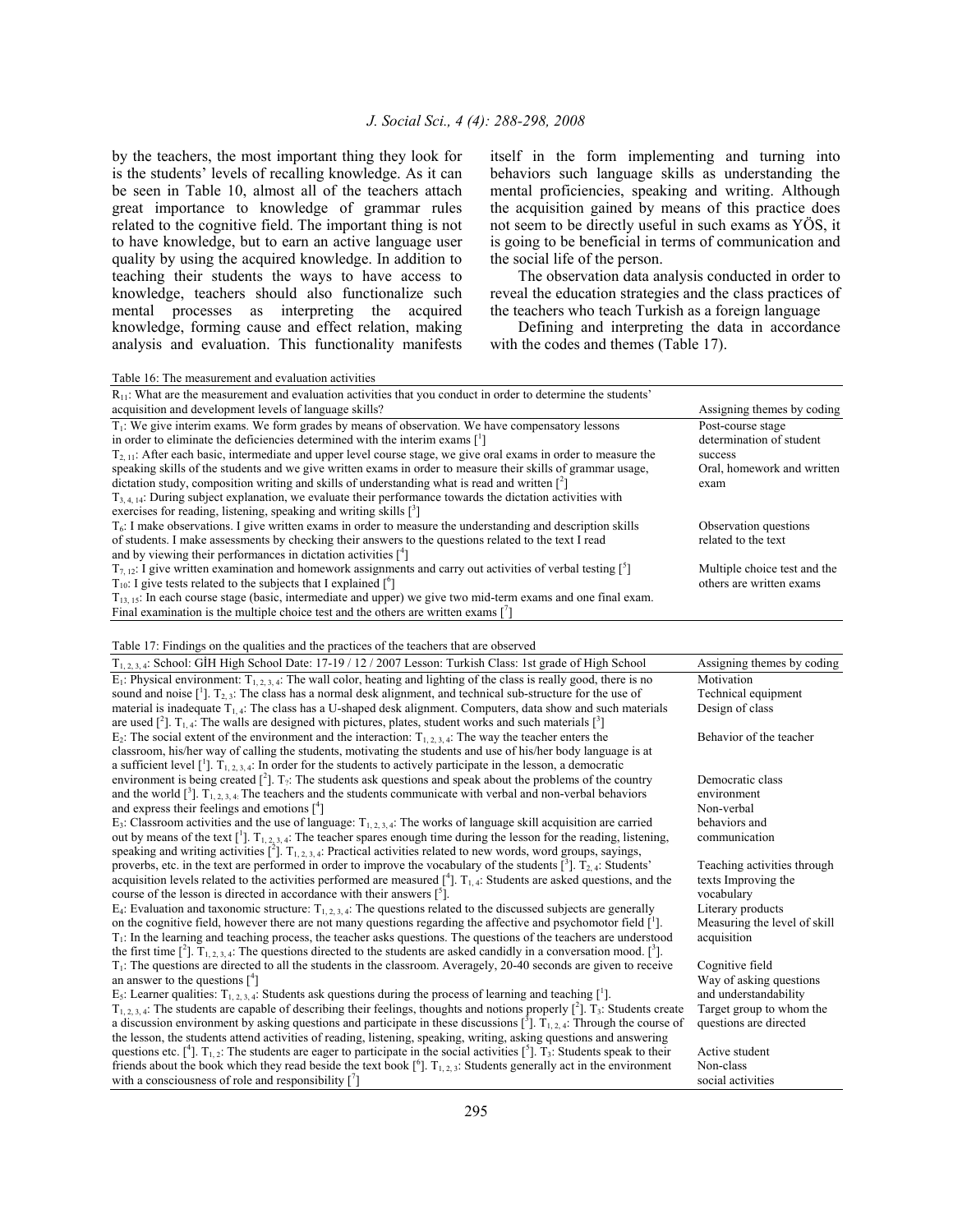by the teachers, the most important thing they look for is the students' levels of recalling knowledge. As it can be seen in Table 10, almost all of the teachers attach great importance to knowledge of grammar rules related to the cognitive field. The important thing is not to have knowledge, but to earn an active language user quality by using the acquired knowledge. In addition to teaching their students the ways to have access to knowledge, teachers should also functionalize such mental processes as interpreting the acquired knowledge, forming cause and effect relation, making analysis and evaluation. This functionality manifests itself in the form implementing and turning into behaviors such language skills as understanding the mental proficiencies, speaking and writing. Although the acquisition gained by means of this practice does not seem to be directly useful in such exams as YÖS, it is going to be beneficial in terms of communication and the social life of the person.

The observation data analysis conducted in order to reveal the education strategies and the class practices of the teachers who teach Turkish as a foreign language

Defining and interpreting the data in accordance with the codes and themes (Table 17).

Table 16: The measurement and evaluation activities

| $R_{11}$: What are the measurement and evaluation activities that you conduct in order to determine the students' acquisition and development levels of language skills? | Assigning themes by coding |
|---|---|
| $T_1$: We give interim exams. We form grades by means of observation. We have compensatory lessons in order to eliminate the deficiencies determined with the interim exams [1]<br>$T_{2, 11}$: After each basic, intermediate and upper level course stage, we give oral exams in order to measure the speaking skills of the students and we give written exams in order to measure their skills of grammar usage, dictation study, composition writing and skills of understanding what is read and written [2]<br>$T_{3, 4, 14}$: During subject explanation, we evaluate their performance towards the dictation activities with exercises for reading, listening, speaking and writing skills [3] | Post-course stage determination of student success<br>Oral, homework and written exam |
| $T_6$: I make observations. I give written exams in order to measure the understanding and description skills of students. I make assessments by checking their answers to the questions related to the text I read and by viewing their performances in dictation activities [4] | Observation questions related to the text |
| $T_{7, 12}$: I give written examination and homework assignments and carry out activities of verbal testing [5]<br>$T_{10}$: I give tests related to the subjects that I explained [6]<br>$T_{13, 15}$: In each course stage (basic, intermediate and upper) we give two mid-term exams and one final exam. Final examination is the multiple choice test and the others are written exams [7] | Multiple choice test and the others are written exams |

Table 17: Findings on the qualities and the practices of the teachers that are observed

| $T_{1, 2, 3, 4}$: School: GİH High School Date: 17-19 / 12 / 2007 Lesson: Turkish Class: 1st grade of High School | Assigning themes by coding |
|---|---|
| $E_1$: Physical environment: $T_{1, 2, 3, 4}$: The wall color, heating and lighting of the class is really good, there is no sound and noise [1]. $T_{2, 3}$: The class has a normal desk alignment, and technical sub-structure for the use of material is inadequate $T_{1, 4}$: The class has a U-shaped desk alignment. Computers, data show and such materials are used [2]. $T_{1, 4}$: The walls are designed with pictures, plates, student works and such materials [3] | Motivation<br>Technical equipment<br>Design of class |
| $E_2$: The social extent of the environment and the interaction: $T_{1, 2, 3, 4}$: The way the teacher enters the classroom, his/her way of calling the students, motivating the students and use of his/her body language is at a sufficient level [1]. $T_{1, 2, 3, 4}$: In order for the students to actively participate in the lesson, a democratic environment is being created [2]. $T_7$: The students ask questions and speak about the problems of the country and the world [3]. $T_{1, 2, 3, 4}$: The teachers and the students communicate with verbal and non-verbal behaviors and express their feelings and emotions [4] | Behavior of the teacher<br>Democratic class environment<br>Non-verbal behaviors and communication |
| $E_3$: Classroom activities and the use of language: $T_{1, 2, 3, 4}$: The works of language skill acquisition are carried out by means of the text [1]. $T_{1, 2, 3, 4}$: The teacher spares enough time during the lesson for the reading, listening, speaking and writing activities [2]. $T_{1, 2, 3, 4}$: Practical activities related to new words, word groups, sayings, proverbs, etc. in the text are performed in order to improve the vocabulary of the students [3]. $T_{2, 4}$: Students' acquisition levels related to the activities performed are measured [4]. $T_{1, 4}$: Students are asked questions, and the course of the lesson is directed in accordance with their answers [5]. | Teaching activities through texts Improving the vocabulary<br>Literary products<br>Measuring the level of skill acquisition |
| $E_4$: Evaluation and taxonomic structure: $T_{1, 2, 3, 4}$: The questions related to the discussed subjects are generally on the cognitive field, however there are not many questions regarding the affective and psychomotor field [1]. $T_1$: In the learning and teaching process, the teacher asks questions. The questions of the teachers are understood the first time [2]. $T_{1, 2, 3, 4}$: The questions directed to the students are asked candidly in a conversation mood. [3]. $T_1$: The questions are directed to all the students in the classroom. Averagely, 20-40 seconds are given to receive an answer to the questions [4] | Cognitive field<br>Way of asking questions and understandability<br>Target group to whom the questions are directed |
| $E_5$: Learner qualities: $T_{1, 2, 3, 4}$: Students ask questions during the process of learning and teaching [1]. $T_{1, 2, 3, 4}$: The students are capable of describing their feelings, thoughts and notions properly [2]. $T_3$: Students create a discussion environment by asking questions and participate in these discussions [3]. $T_{1, 2, 4}$: Through the course of the lesson, the students attend activities of reading, listening, speaking, writing, asking questions and answering questions etc. [4]. $T_{1, 2}$: The students are eager to participate in the social activities [5]. $T_3$: Students speak to their friends about the book which they read beside the text book [6]. $T_{1, 2, 3}$: Students generally act in the environment with a consciousness of role and responsibility [7] | Active student<br>Non-class social activities |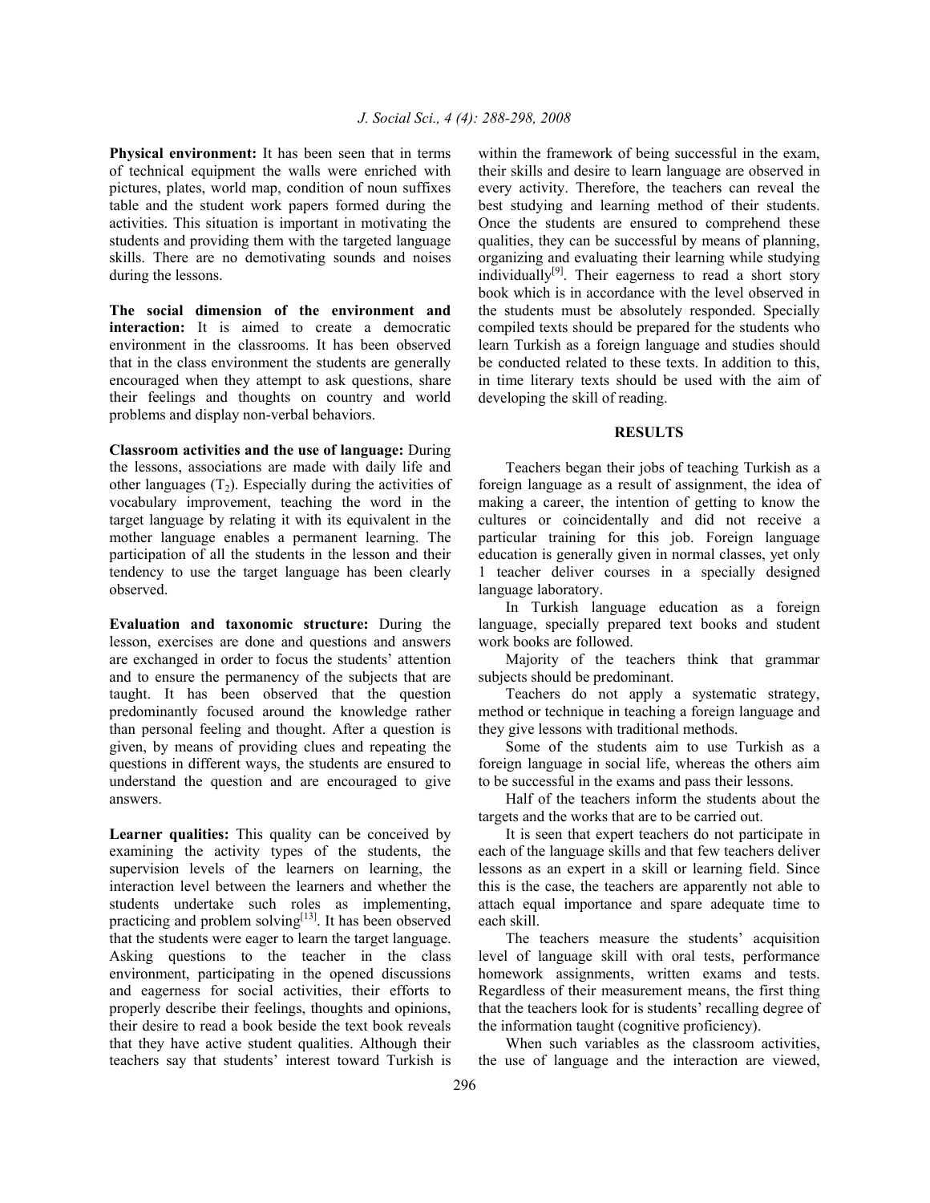**Physical environment:** It has been seen that in terms of technical equipment the walls were enriched with pictures, plates, world map, condition of noun suffixes table and the student work papers formed during the activities. This situation is important in motivating the students and providing them with the targeted language skills. There are no demotivating sounds and noises during the lessons.

**The social dimension of the environment and interaction:** It is aimed to create a democratic environment in the classrooms. It has been observed that in the class environment the students are generally encouraged when they attempt to ask questions, share their feelings and thoughts on country and world problems and display non-verbal behaviors.

**Classroom activities and the use of language:** During the lessons, associations are made with daily life and other languages ($T_2$). Especially during the activities of vocabulary improvement, teaching the word in the target language by relating it with its equivalent in the mother language enables a permanent learning. The participation of all the students in the lesson and their tendency to use the target language has been clearly observed.

**Evaluation and taxonomic structure:** During the lesson, exercises are done and questions and answers are exchanged in order to focus the students' attention and to ensure the permanency of the subjects that are taught. It has been observed that the question predominantly focused around the knowledge rather than personal feeling and thought. After a question is given, by means of providing clues and repeating the questions in different ways, the students are ensured to understand the question and are encouraged to give answers.

**Learner qualities:** This quality can be conceived by examining the activity types of the students, the supervision levels of the learners on learning, the interaction level between the learners and whether the students undertake such roles as implementing, practicing and problem solving[13]. It has been observed that the students were eager to learn the target language. Asking questions to the teacher in the class environment, participating in the opened discussions and eagerness for social activities, their efforts to properly describe their feelings, thoughts and opinions, their desire to read a book beside the text book reveals that they have active student qualities. Although their teachers say that students' interest toward Turkish is within the framework of being successful in the exam, their skills and desire to learn language are observed in every activity. Therefore, the teachers can reveal the best studying and learning method of their students. Once the students are ensured to comprehend these qualities, they can be successful by means of planning, organizing and evaluating their learning while studying individually[9]. Their eagerness to read a short story book which is in accordance with the level observed in the students must be absolutely responded. Specially compiled texts should be prepared for the students who learn Turkish as a foreign language and studies should be conducted related to these texts. In addition to this, in time literary texts should be used with the aim of developing the skill of reading.

## RESULTS

Teachers began their jobs of teaching Turkish as a foreign language as a result of assignment, the idea of making a career, the intention of getting to know the cultures or coincidentally and did not receive a particular training for this job. Foreign language education is generally given in normal classes, yet only 1 teacher deliver courses in a specially designed language laboratory.

In Turkish language education as a foreign language, specially prepared text books and student work books are followed.

Majority of the teachers think that grammar subjects should be predominant.

Teachers do not apply a systematic strategy, method or technique in teaching a foreign language and they give lessons with traditional methods.

Some of the students aim to use Turkish as a foreign language in social life, whereas the others aim to be successful in the exams and pass their lessons.

Half of the teachers inform the students about the targets and the works that are to be carried out.

It is seen that expert teachers do not participate in each of the language skills and that few teachers deliver lessons as an expert in a skill or learning field. Since this is the case, the teachers are apparently not able to attach equal importance and spare adequate time to each skill.

The teachers measure the students' acquisition level of language skill with oral tests, performance homework assignments, written exams and tests. Regardless of their measurement means, the first thing that the teachers look for is students' recalling degree of the information taught (cognitive proficiency).

When such variables as the classroom activities, the use of language and the interaction are viewed,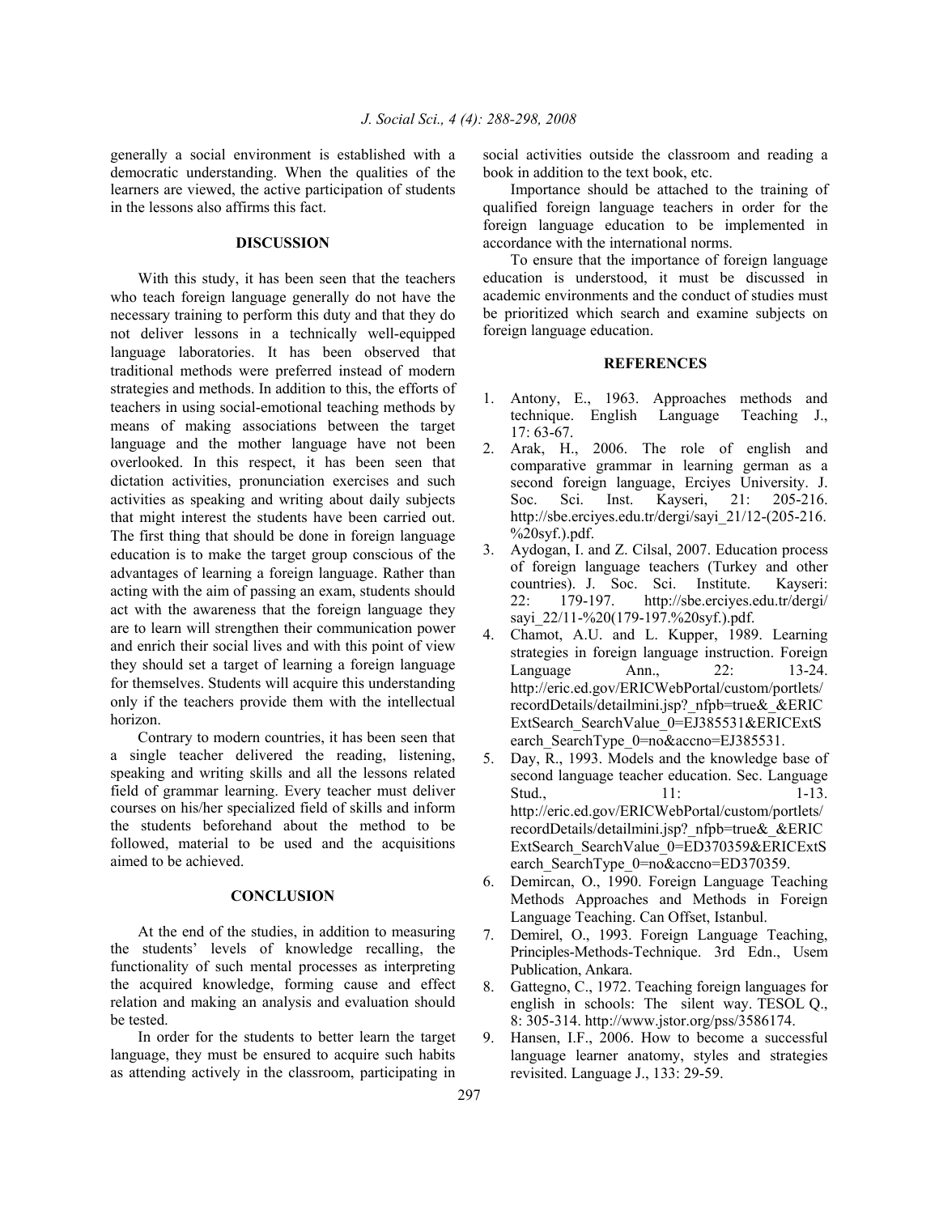generally a social environment is established with a democratic understanding. When the qualities of the learners are viewed, the active participation of students in the lessons also affirms this fact.

## DISCUSSION

With this study, it has been seen that the teachers who teach foreign language generally do not have the necessary training to perform this duty and that they do not deliver lessons in a technically well-equipped language laboratories. It has been observed that traditional methods were preferred instead of modern strategies and methods. In addition to this, the efforts of teachers in using social-emotional teaching methods by means of making associations between the target language and the mother language have not been overlooked. In this respect, it has been seen that dictation activities, pronunciation exercises and such activities as speaking and writing about daily subjects that might interest the students have been carried out. The first thing that should be done in foreign language education is to make the target group conscious of the advantages of learning a foreign language. Rather than acting with the aim of passing an exam, students should act with the awareness that the foreign language they are to learn will strengthen their communication power and enrich their social lives and with this point of view they should set a target of learning a foreign language for themselves. Students will acquire this understanding only if the teachers provide them with the intellectual horizon.

Contrary to modern countries, it has been seen that a single teacher delivered the reading, listening, speaking and writing skills and all the lessons related field of grammar learning. Every teacher must deliver courses on his/her specialized field of skills and inform the students beforehand about the method to be followed, material to be used and the acquisitions aimed to be achieved.

## CONCLUSION

At the end of the studies, in addition to measuring the students' levels of knowledge recalling, the functionality of such mental processes as interpreting the acquired knowledge, forming cause and effect relation and making an analysis and evaluation should be tested.

In order for the students to better learn the target language, they must be ensured to acquire such habits as attending actively in the classroom, participating in social activities outside the classroom and reading a book in addition to the text book, etc.

Importance should be attached to the training of qualified foreign language teachers in order for the foreign language education to be implemented in accordance with the international norms.

To ensure that the importance of foreign language education is understood, it must be discussed in academic environments and the conduct of studies must be prioritized which search and examine subjects on foreign language education.

## REFERENCES

1. Antony, E., 1963. Approaches methods and technique. English Language Teaching J., 17: 63-67.
2. Arak, H., 2006. The role of english and comparative grammar in learning german as a second foreign language, Erciyes University. J. Soc. Sci. Inst. Kayseri, 21: 205-216. http://sbe.erciyes.edu.tr/dergi/sayi_21/12-(205-216.%20syf.).pdf.
3. Aydogan, I. and Z. Cilsal, 2007. Education process of foreign language teachers (Turkey and other countries). J. Soc. Sci. Institute. Kayseri: 22: 179-197. http://sbe.erciyes.edu.tr/dergi/sayi_22/11-%20(179-197.%20syf.).pdf.
4. Chamot, A.U. and L. Kupper, 1989. Learning strategies in foreign language instruction. Foreign Language Ann., 22: 13-24. http://eric.ed.gov/ERICWebPortal/custom/portlets/recordDetails/detailmini.jsp?_nfpb=true&_&ERICExtSearch_SearchValue_0=EJ385531&ERICExtSearch_SearchType_0=no&accno=EJ385531.
5. Day, R., 1993. Models and the knowledge base of second language teacher education. Sec. Language Stud., 11: 1-13. http://eric.ed.gov/ERICWebPortal/custom/portlets/recordDetails/detailmini.jsp?_nfpb=true&_&ERICExtSearch_SearchValue_0=ED370359&ERICExtSearch_SearchType_0=no&accno=ED370359.
6. Demircan, O., 1990. Foreign Language Teaching Methods Approaches and Methods in Foreign Language Teaching. Can Offset, Istanbul.
7. Demirel, O., 1993. Foreign Language Teaching, Principles-Methods-Technique. 3rd Edn., Usem Publication, Ankara.
8. Gattegno, C., 1972. Teaching foreign languages for english in schools: The silent way. TESOL Q., 8: 305-314. http://www.jstor.org/pss/3586174.
9. Hansen, I.F., 2006. How to become a successful language learner anatomy, styles and strategies revisited. Language J., 133: 29-59.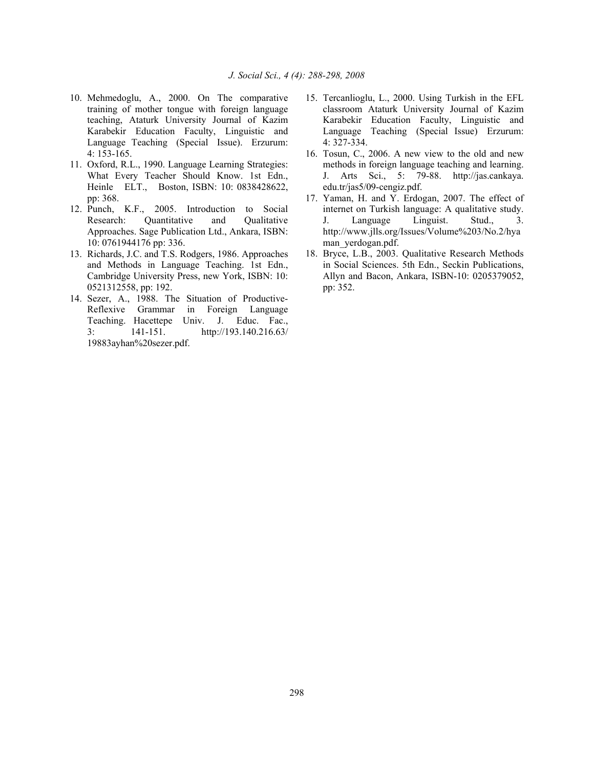10. Mehmedoglu, A., 2000. On The comparative training of mother tongue with foreign language teaching, Ataturk University Journal of Kazim Karabekir Education Faculty, Linguistic and Language Teaching (Special Issue). Erzurum: 4: 153-165.
11. Oxford, R.L., 1990. Language Learning Strategies: What Every Teacher Should Know. 1st Edn., Heinle ELT., Boston, ISBN: 10: 0838428622, pp: 368.
12. Punch, K.F., 2005. Introduction to Social Research: Quantitative and Qualitative Approaches. Sage Publication Ltd., Ankara, ISBN: 10: 0761944176 pp: 336.
13. Richards, J.C. and T.S. Rodgers, 1986. Approaches and Methods in Language Teaching. 1st Edn., Cambridge University Press, new York, ISBN: 10: 0521312558, pp: 192.
14. Sezer, A., 1988. The Situation of Productive-Reflexive Grammar in Foreign Language Teaching. Hacettepe Univ. J. Educ. Fac., 3: 141-151. http://193.140.216.63/19883ayhan%20sezer.pdf.
15. Tercanlioglu, L., 2000. Using Turkish in the EFL classroom Ataturk University Journal of Kazim Karabekir Education Faculty, Linguistic and Language Teaching (Special Issue) Erzurum: 4: 327-334.
16. Tosun, C., 2006. A new view to the old and new methods in foreign language teaching and learning. J. Arts Sci., 5: 79-88. http://jas.cankaya.edu.tr/jas5/09-cengiz.pdf.
17. Yaman, H. and Y. Erdogan, 2007. The effect of internet on Turkish language: A qualitative study. J. Language Linguist. Stud., 3. http://www.jlls.org/Issues/Volume%203/No.2/hyaman_yerdogan.pdf.
18. Bryce, L.B., 2003. Qualitative Research Methods in Social Sciences. 5th Edn., Seckin Publications, Allyn and Bacon, Ankara, ISBN-10: 0205379052, pp: 352.